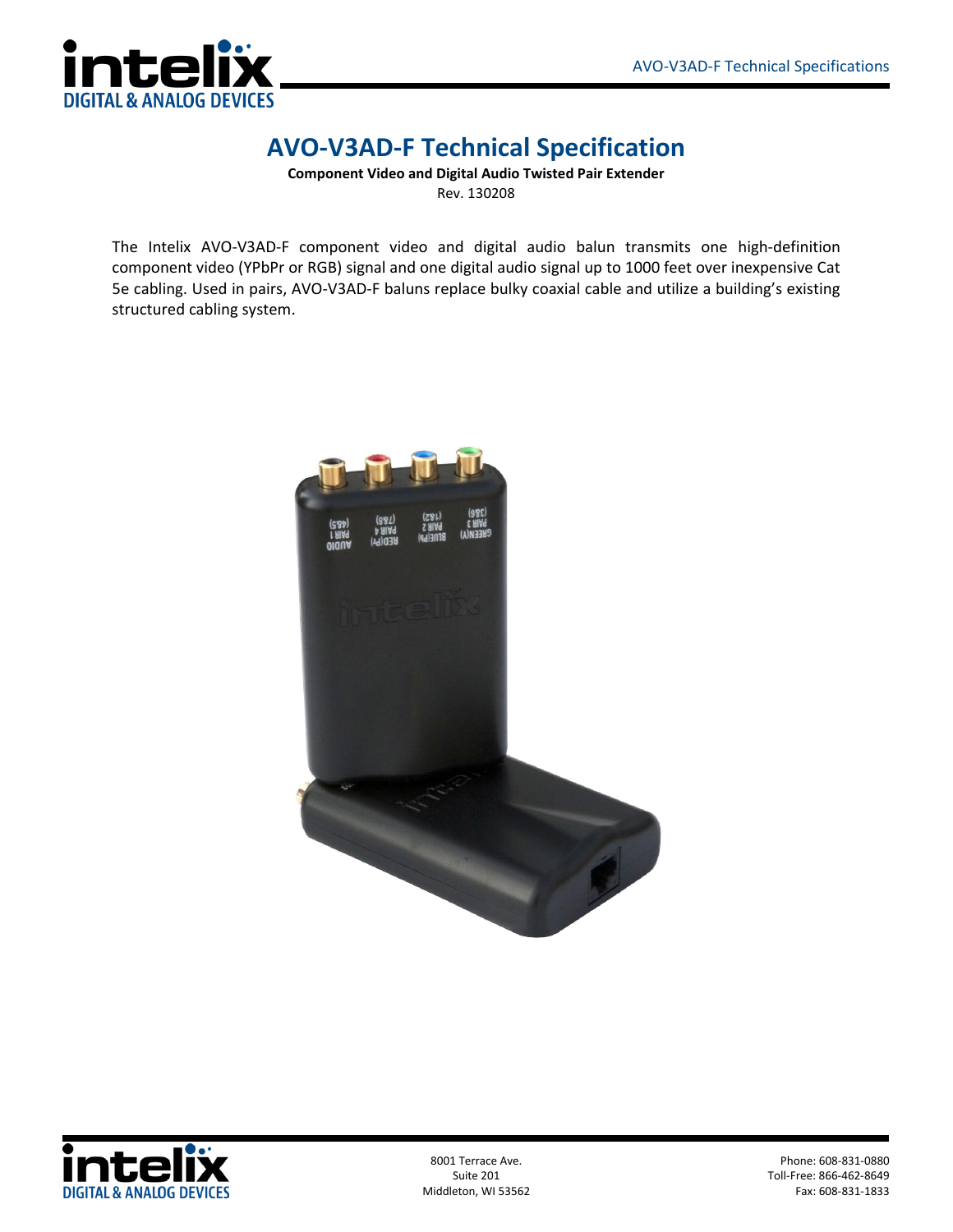# AVO-V3AD-F Technical Specification

**Component Video and Digital Audio Twisted Pair Extender**

Rev. 130208

The Intelix AVO-V3AD-F component video and digital audio balun transmits one high-definition component video (YPbPr or RGB) signal and one digital audio signal up to 1000 feet over inexpensive Cat 5e cabling. Used in pairs, AVO-V3AD-F baluns replace bulky coaxial cable and utilize a building's existing structured cabling system.

8001 Terrace Ave.
Suite 201
Middleton, WI 53562

Phone: 608-831-0880
Toll-Free: 866-462-8649
Fax: 608-831-1833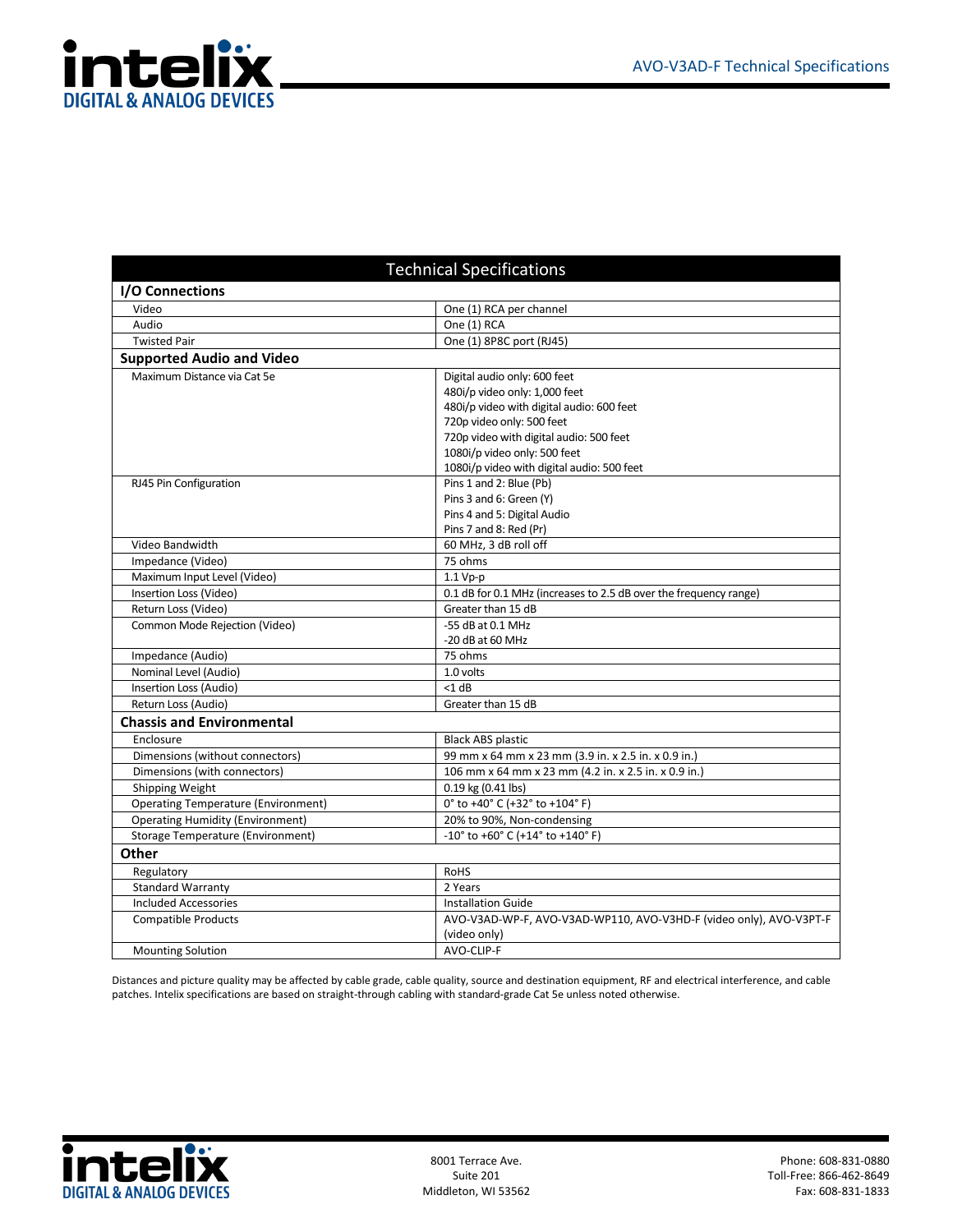| Technical Specifications | |
|---|---|
| **I/O Connections** | |
| Video | One (1) RCA per channel |
| Audio | One (1) RCA |
| Twisted Pair | One (1) 8P8C port (RJ45) |
| **Supported Audio and Video** | |
| Maximum Distance via Cat 5e | Digital audio only: 600 feet<br>480i/p video only: 1,000 feet<br>480i/p video with digital audio: 600 feet<br>720p video only: 500 feet<br>720p video with digital audio: 500 feet<br>1080i/p video only: 500 feet<br>1080i/p video with digital audio: 500 feet |
| RJ45 Pin Configuration | Pins 1 and 2: Blue (Pb)<br>Pins 3 and 6: Green (Y)<br>Pins 4 and 5: Digital Audio<br>Pins 7 and 8: Red (Pr) |
| Video Bandwidth | 60 MHz, 3 dB roll off |
| Impedance (Video) | 75 ohms |
| Maximum Input Level (Video) | 1.1 Vp-p |
| Insertion Loss (Video) | 0.1 dB for 0.1 MHz (increases to 2.5 dB over the frequency range) |
| Return Loss (Video) | Greater than 15 dB |
| Common Mode Rejection (Video) | -55 dB at 0.1 MHz<br>-20 dB at 60 MHz |
| Impedance (Audio) | 75 ohms |
| Nominal Level (Audio) | 1.0 volts |
| Insertion Loss (Audio) | <1 dB |
| Return Loss (Audio) | Greater than 15 dB |
| **Chassis and Environmental** | |
| Enclosure | Black ABS plastic |
| Dimensions (without connectors) | 99 mm x 64 mm x 23 mm (3.9 in. x 2.5 in. x 0.9 in.) |
| Dimensions (with connectors) | 106 mm x 64 mm x 23 mm (4.2 in. x 2.5 in. x 0.9 in.) |
| Shipping Weight | 0.19 kg (0.41 lbs) |
| Operating Temperature (Environment) | 0° to +40° C (+32° to +104° F) |
| Operating Humidity (Environment) | 20% to 90%, Non-condensing |
| Storage Temperature (Environment) | -10° to +60° C (+14° to +140° F) |
| **Other** | |
| Regulatory | RoHS |
| Standard Warranty | 2 Years |
| Included Accessories | Installation Guide |
| Compatible Products | AVO-V3AD-WP-F, AVO-V3AD-WP110, AVO-V3HD-F (video only), AVO-V3PT-F (video only) |
| Mounting Solution | AVO-CLIP-F |

Distances and picture quality may be affected by cable grade, cable quality, source and destination equipment, RF and electrical interference, and cable patches. Intelix specifications are based on straight-through cabling with standard-grade Cat 5e unless noted otherwise.

8001 Terrace Ave.
Suite 201
Middleton, WI 53562

Phone: 608-831-0880
Toll-Free: 866-462-8649
Fax: 608-831-1833